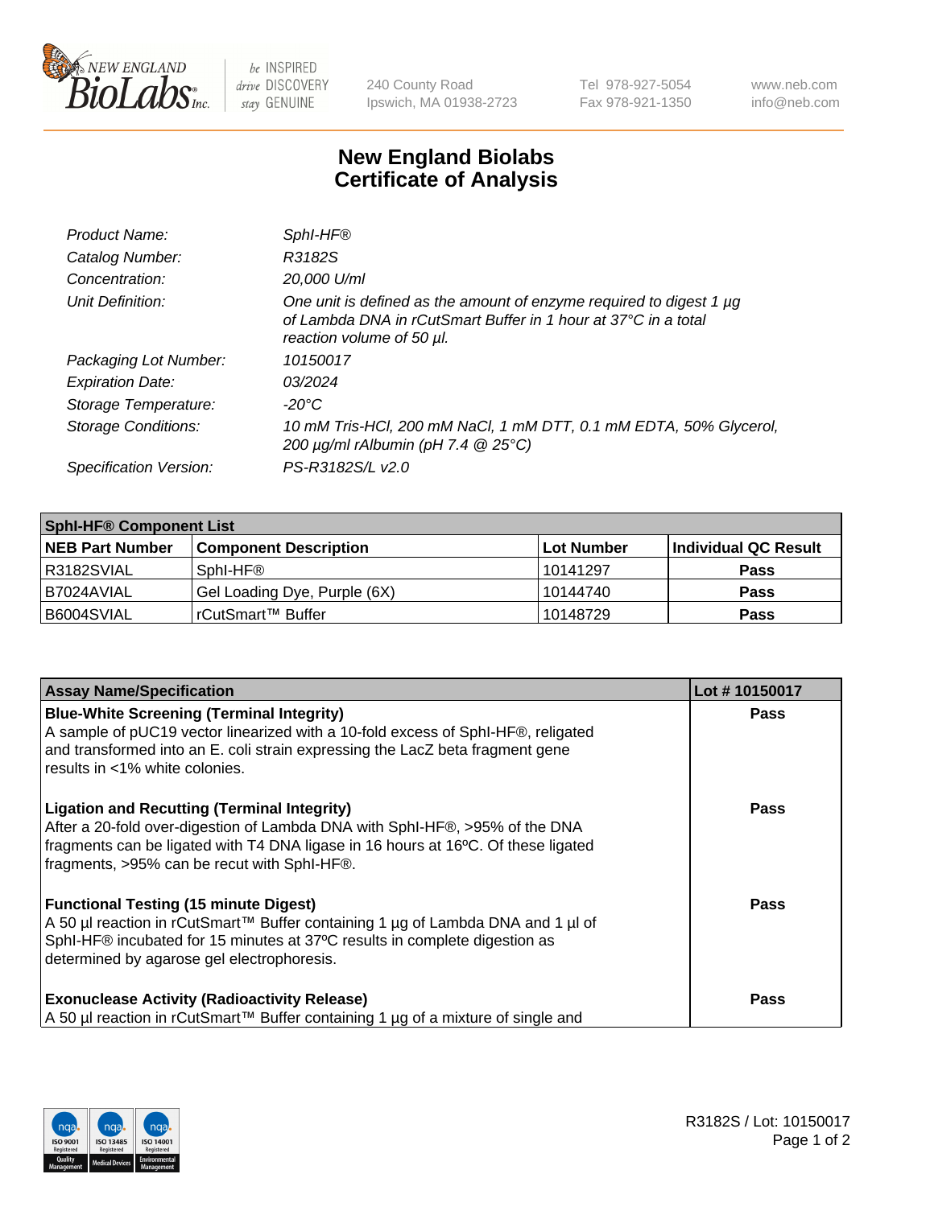# New England Biolabs
# Certificate of Analysis

| | |
|---|---|
| *Product Name:* | *SphI-HF®* |
| *Catalog Number:* | *R3182S* |
| *Concentration:* | *20,000 U/ml* |
| *Unit Definition:* | *One unit is defined as the amount of enzyme required to digest 1 µg of Lambda DNA in rCutSmart Buffer in 1 hour at 37°C in a total reaction volume of 50 µl.* |
| *Packaging Lot Number:* | *10150017* |
| *Expiration Date:* | *03/2024* |
| *Storage Temperature:* | *-20°C* |
| *Storage Conditions:* | *10 mM Tris-HCl, 200 mM NaCl, 1 mM DTT, 0.1 mM EDTA, 50% Glycerol, 200 µg/ml rAlbumin (pH 7.4 @ 25°C)* |
| *Specification Version:* | *PS-R3182S/L v2.0* |

| SphI-HF® Component List | | | |
|---|---|---|---|
| **NEB Part Number** | **Component Description** | **Lot Number** | **Individual QC Result** |
| R3182SVIAL | SphI-HF® | 10141297 | **Pass** |
| B7024AVIAL | Gel Loading Dye, Purple (6X) | 10144740 | **Pass** |
| B6004SVIAL | rCutSmart™ Buffer | 10148729 | **Pass** |

| Assay Name/Specification | Lot # 10150017 |
|---|---|
| **Blue-White Screening (Terminal Integrity)**<br>A sample of pUC19 vector linearized with a 10-fold excess of SphI-HF®, religated and transformed into an E. coli strain expressing the LacZ beta fragment gene results in <1% white colonies. | **Pass** |
| **Ligation and Recutting (Terminal Integrity)**<br>After a 20-fold over-digestion of Lambda DNA with SphI-HF®, >95% of the DNA fragments can be ligated with T4 DNA ligase in 16 hours at 16ºC. Of these ligated fragments, >95% can be recut with SphI-HF®. | **Pass** |
| **Functional Testing (15 minute Digest)**<br>A 50 µl reaction in rCutSmart™ Buffer containing 1 µg of Lambda DNA and 1 µl of SphI-HF® incubated for 15 minutes at 37ºC results in complete digestion as determined by agarose gel electrophoresis. | **Pass** |
| **Exonuclease Activity (Radioactivity Release)**<br>A 50 µl reaction in rCutSmart™ Buffer containing 1 µg of a mixture of single and | **Pass** |

R3182S / Lot: 10150017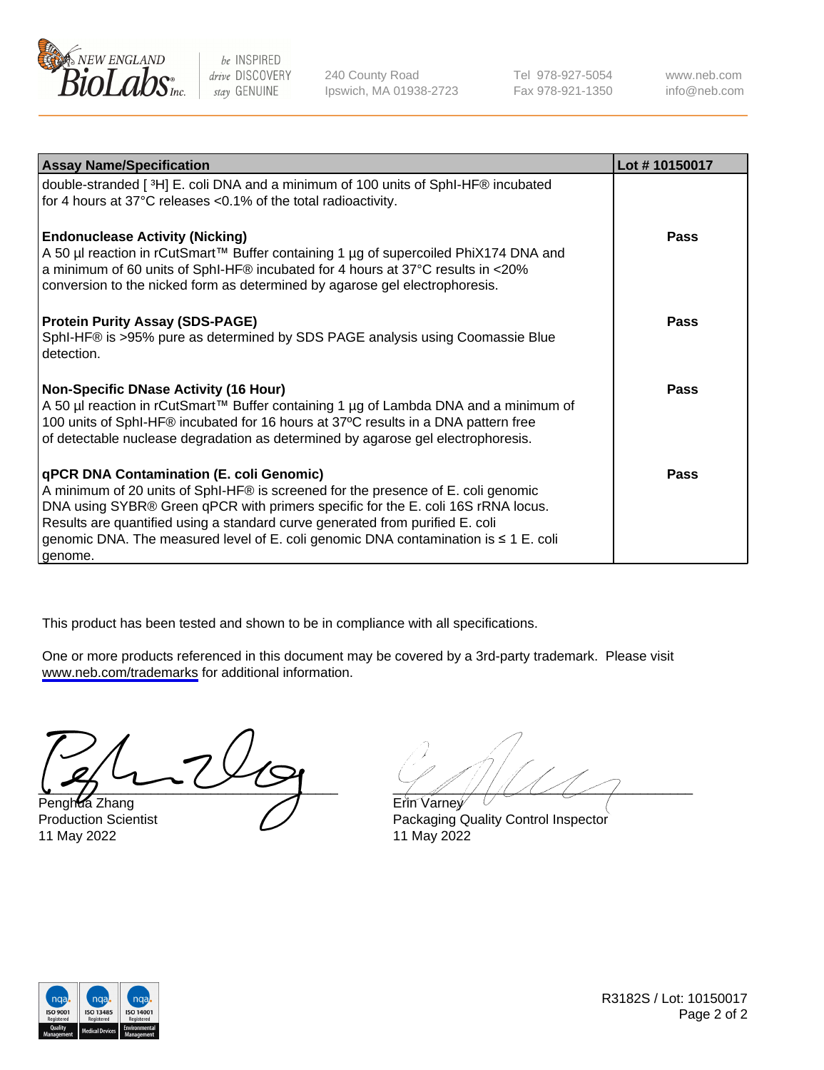| Assay Name/Specification | Lot # 10150017 |
|---|---|
| double-stranded [ $^{3}$H] E. coli DNA and a minimum of 100 units of SphI-HF® incubated for 4 hours at 37°C releases <0.1% of the total radioactivity. | |
| **Endonuclease Activity (Nicking)**<br>A 50 µl reaction in rCutSmart™ Buffer containing 1 µg of supercoiled PhiX174 DNA and a minimum of 60 units of SphI-HF® incubated for 4 hours at 37°C results in <20% conversion to the nicked form as determined by agarose gel electrophoresis. | **Pass** |
| **Protein Purity Assay (SDS-PAGE)**<br>SphI-HF® is >95% pure as determined by SDS PAGE analysis using Coomassie Blue detection. | **Pass** |
| **Non-Specific DNase Activity (16 Hour)**<br>A 50 µl reaction in rCutSmart™ Buffer containing 1 µg of Lambda DNA and a minimum of 100 units of SphI-HF® incubated for 16 hours at 37ºC results in a DNA pattern free of detectable nuclease degradation as determined by agarose gel electrophoresis. | **Pass** |
| **qPCR DNA Contamination (E. coli Genomic)**<br>A minimum of 20 units of SphI-HF® is screened for the presence of E. coli genomic DNA using SYBR® Green qPCR with primers specific for the E. coli 16S rRNA locus. Results are quantified using a standard curve generated from purified E. coli genomic DNA. The measured level of E. coli genomic DNA contamination is ≤ 1 E. coli genome. | **Pass** |

This product has been tested and shown to be in compliance with all specifications.

One or more products referenced in this document may be covered by a 3rd-party trademark. Please visit www.neb.com/trademarks for additional information.

Penghua Zhang
Production Scientist
11 May 2022

Erin Varney
Packaging Quality Control Inspector
11 May 2022

R3182S / Lot: 10150017